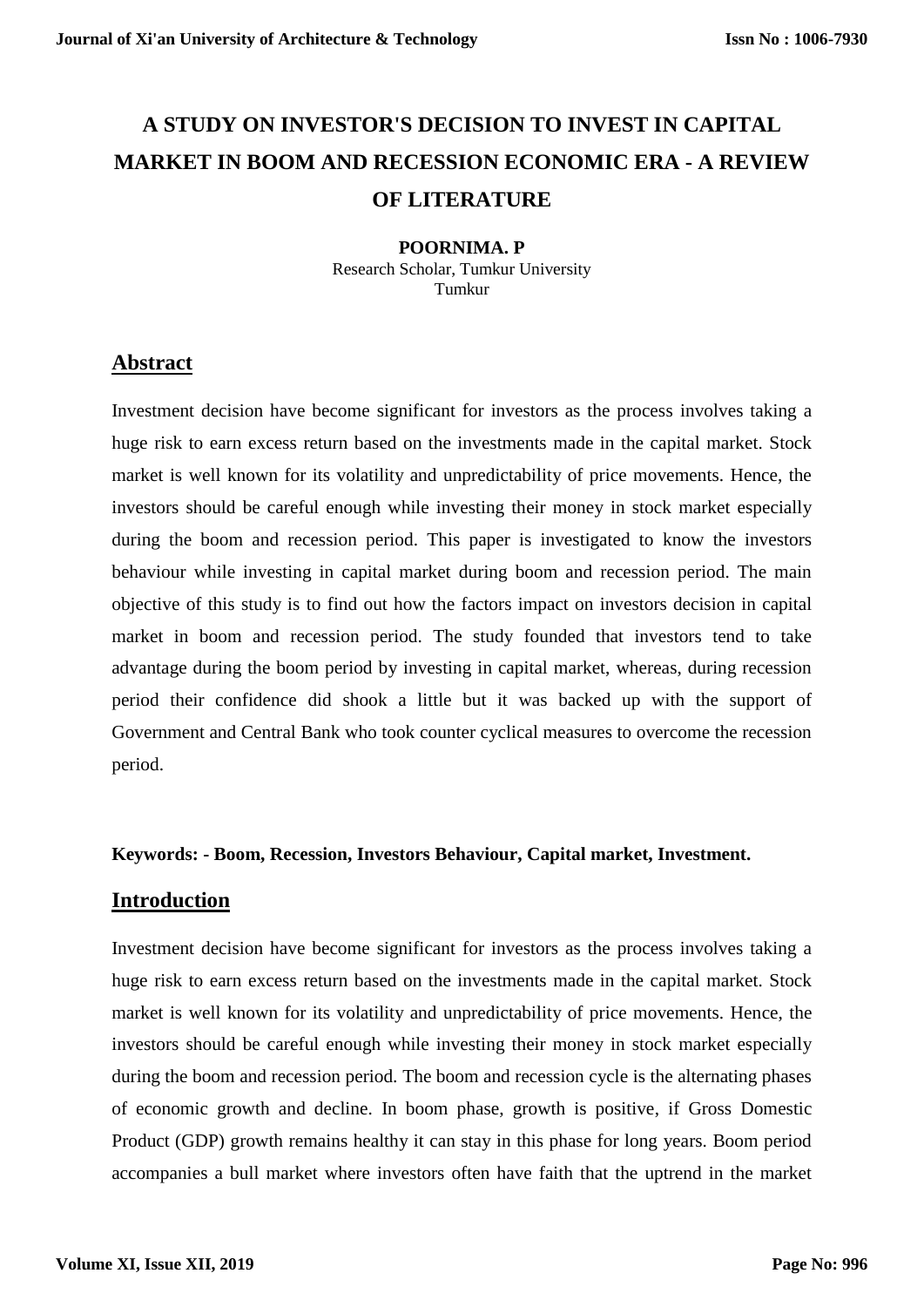# A STUDY ON INVESTOR'S DECISION TO INVEST IN CAPITAL MARKET IN BOOM AND RECESSION ECONOMIC ERA - A REVIEW OF LITERATURE

**POORNIMA. P**
Research Scholar, Tumkur University
Tumkur

## Abstract

Investment decision have become significant for investors as the process involves taking a huge risk to earn excess return based on the investments made in the capital market. Stock market is well known for its volatility and unpredictability of price movements. Hence, the investors should be careful enough while investing their money in stock market especially during the boom and recession period. This paper is investigated to know the investors behaviour while investing in capital market during boom and recession period. The main objective of this study is to find out how the factors impact on investors decision in capital market in boom and recession period. The study founded that investors tend to take advantage during the boom period by investing in capital market, whereas, during recession period their confidence did shook a little but it was backed up with the support of Government and Central Bank who took counter cyclical measures to overcome the recession period.

**Keywords: - Boom, Recession, Investors Behaviour, Capital market, Investment.**

## Introduction

Investment decision have become significant for investors as the process involves taking a huge risk to earn excess return based on the investments made in the capital market. Stock market is well known for its volatility and unpredictability of price movements. Hence, the investors should be careful enough while investing their money in stock market especially during the boom and recession period. The boom and recession cycle is the alternating phases of economic growth and decline. In boom phase, growth is positive, if Gross Domestic Product (GDP) growth remains healthy it can stay in this phase for long years. Boom period accompanies a bull market where investors often have faith that the uptrend in the market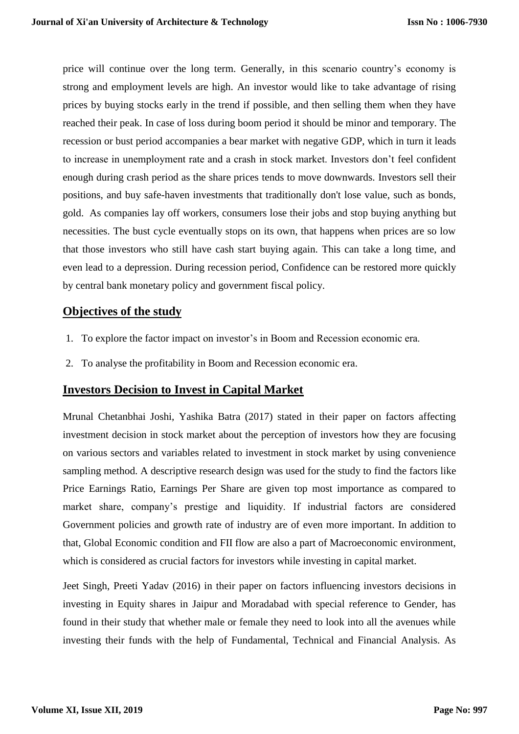price will continue over the long term. Generally, in this scenario country's economy is strong and employment levels are high. An investor would like to take advantage of rising prices by buying stocks early in the trend if possible, and then selling them when they have reached their peak. In case of loss during boom period it should be minor and temporary. The recession or bust period accompanies a bear market with negative GDP, which in turn it leads to increase in unemployment rate and a crash in stock market. Investors don't feel confident enough during crash period as the share prices tends to move downwards. Investors sell their positions, and buy safe-haven investments that traditionally don't lose value, such as bonds, gold. As companies lay off workers, consumers lose their jobs and stop buying anything but necessities. The bust cycle eventually stops on its own, that happens when prices are so low that those investors who still have cash start buying again. This can take a long time, and even lead to a depression. During recession period, Confidence can be restored more quickly by central bank monetary policy and government fiscal policy.

## Objectives of the study

1. To explore the factor impact on investor's in Boom and Recession economic era.
2. To analyse the profitability in Boom and Recession economic era.

## Investors Decision to Invest in Capital Market

Mrunal Chetanbhai Joshi, Yashika Batra (2017) stated in their paper on factors affecting investment decision in stock market about the perception of investors how they are focusing on various sectors and variables related to investment in stock market by using convenience sampling method. A descriptive research design was used for the study to find the factors like Price Earnings Ratio, Earnings Per Share are given top most importance as compared to market share, company's prestige and liquidity. If industrial factors are considered Government policies and growth rate of industry are of even more important. In addition to that, Global Economic condition and FII flow are also a part of Macroeconomic environment, which is considered as crucial factors for investors while investing in capital market.

Jeet Singh, Preeti Yadav (2016) in their paper on factors influencing investors decisions in investing in Equity shares in Jaipur and Moradabad with special reference to Gender, has found in their study that whether male or female they need to look into all the avenues while investing their funds with the help of Fundamental, Technical and Financial Analysis. As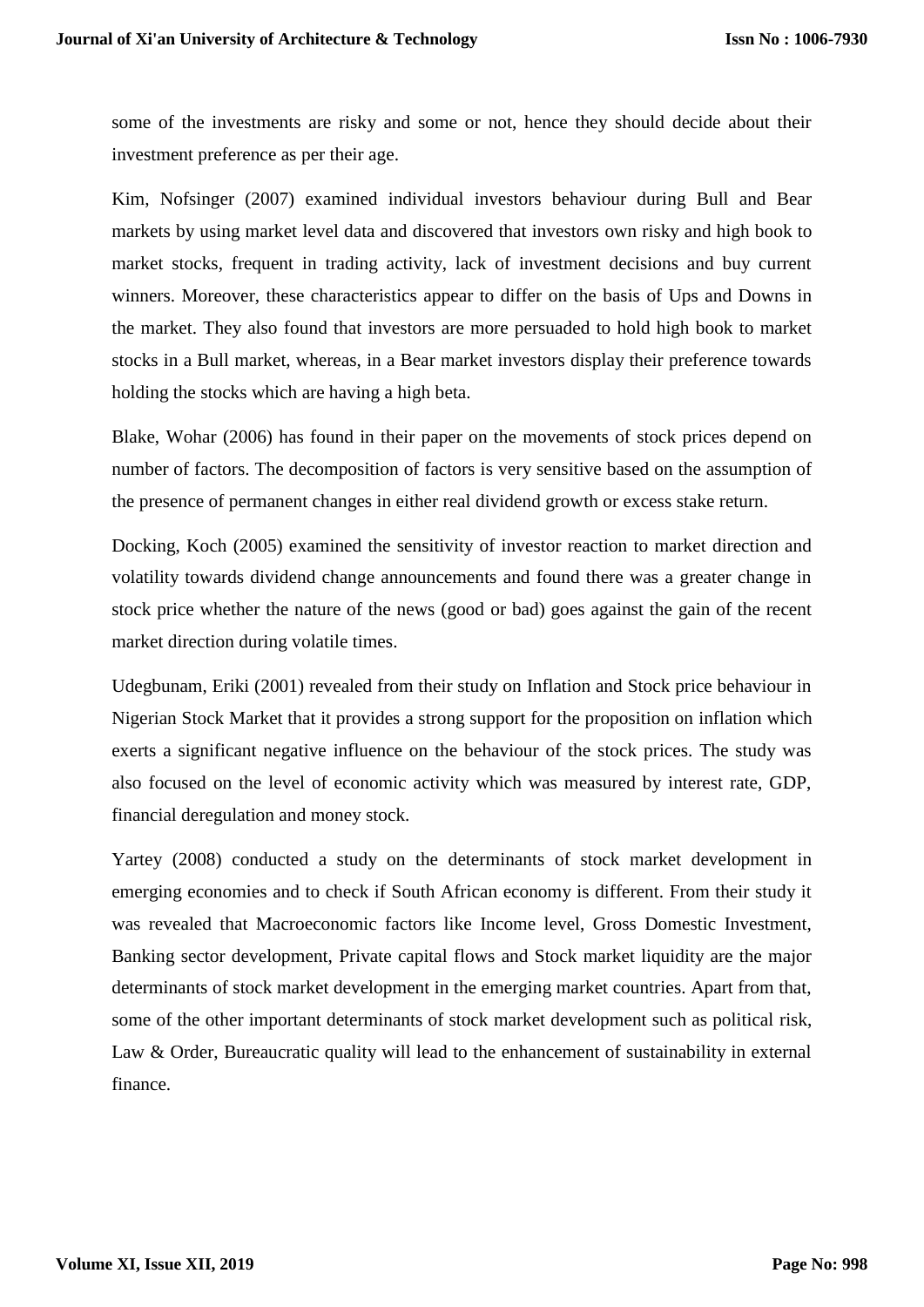some of the investments are risky and some or not, hence they should decide about their investment preference as per their age.

Kim, Nofsinger (2007) examined individual investors behaviour during Bull and Bear markets by using market level data and discovered that investors own risky and high book to market stocks, frequent in trading activity, lack of investment decisions and buy current winners. Moreover, these characteristics appear to differ on the basis of Ups and Downs in the market. They also found that investors are more persuaded to hold high book to market stocks in a Bull market, whereas, in a Bear market investors display their preference towards holding the stocks which are having a high beta.

Blake, Wohar (2006) has found in their paper on the movements of stock prices depend on number of factors. The decomposition of factors is very sensitive based on the assumption of the presence of permanent changes in either real dividend growth or excess stake return.

Docking, Koch (2005) examined the sensitivity of investor reaction to market direction and volatility towards dividend change announcements and found there was a greater change in stock price whether the nature of the news (good or bad) goes against the gain of the recent market direction during volatile times.

Udegbunam, Eriki (2001) revealed from their study on Inflation and Stock price behaviour in Nigerian Stock Market that it provides a strong support for the proposition on inflation which exerts a significant negative influence on the behaviour of the stock prices. The study was also focused on the level of economic activity which was measured by interest rate, GDP, financial deregulation and money stock.

Yartey (2008) conducted a study on the determinants of stock market development in emerging economies and to check if South African economy is different. From their study it was revealed that Macroeconomic factors like Income level, Gross Domestic Investment, Banking sector development, Private capital flows and Stock market liquidity are the major determinants of stock market development in the emerging market countries. Apart from that, some of the other important determinants of stock market development such as political risk, Law & Order, Bureaucratic quality will lead to the enhancement of sustainability in external finance.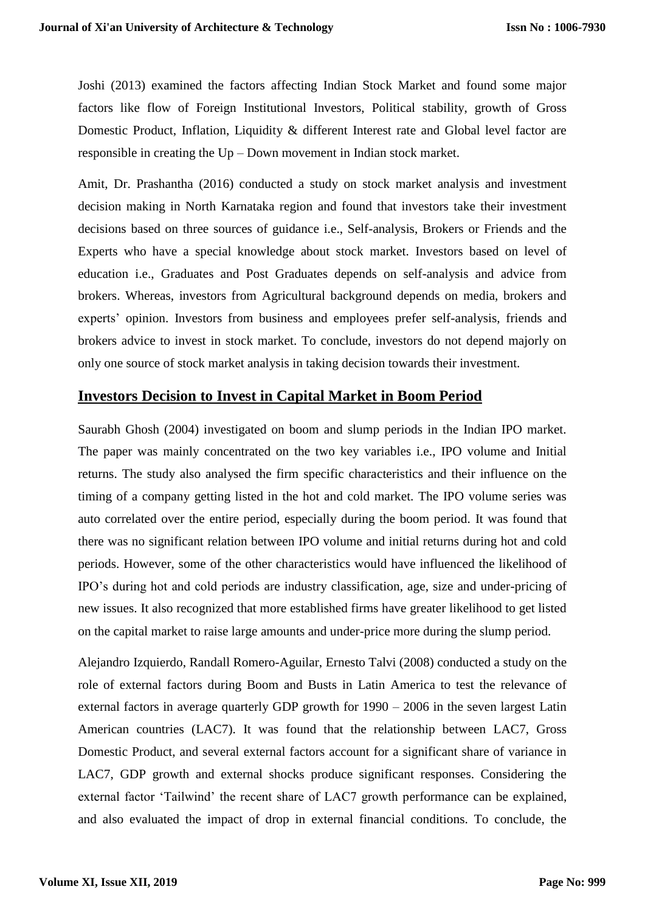Joshi (2013) examined the factors affecting Indian Stock Market and found some major factors like flow of Foreign Institutional Investors, Political stability, growth of Gross Domestic Product, Inflation, Liquidity & different Interest rate and Global level factor are responsible in creating the Up – Down movement in Indian stock market.

Amit, Dr. Prashantha (2016) conducted a study on stock market analysis and investment decision making in North Karnataka region and found that investors take their investment decisions based on three sources of guidance i.e., Self-analysis, Brokers or Friends and the Experts who have a special knowledge about stock market. Investors based on level of education i.e., Graduates and Post Graduates depends on self-analysis and advice from brokers. Whereas, investors from Agricultural background depends on media, brokers and experts' opinion. Investors from business and employees prefer self-analysis, friends and brokers advice to invest in stock market. To conclude, investors do not depend majorly on only one source of stock market analysis in taking decision towards their investment.

## Investors Decision to Invest in Capital Market in Boom Period

Saurabh Ghosh (2004) investigated on boom and slump periods in the Indian IPO market. The paper was mainly concentrated on the two key variables i.e., IPO volume and Initial returns. The study also analysed the firm specific characteristics and their influence on the timing of a company getting listed in the hot and cold market. The IPO volume series was auto correlated over the entire period, especially during the boom period. It was found that there was no significant relation between IPO volume and initial returns during hot and cold periods. However, some of the other characteristics would have influenced the likelihood of IPO's during hot and cold periods are industry classification, age, size and under-pricing of new issues. It also recognized that more established firms have greater likelihood to get listed on the capital market to raise large amounts and under-price more during the slump period.

Alejandro Izquierdo, Randall Romero-Aguilar, Ernesto Talvi (2008) conducted a study on the role of external factors during Boom and Busts in Latin America to test the relevance of external factors in average quarterly GDP growth for 1990 – 2006 in the seven largest Latin American countries (LAC7). It was found that the relationship between LAC7, Gross Domestic Product, and several external factors account for a significant share of variance in LAC7, GDP growth and external shocks produce significant responses. Considering the external factor 'Tailwind' the recent share of LAC7 growth performance can be explained, and also evaluated the impact of drop in external financial conditions. To conclude, the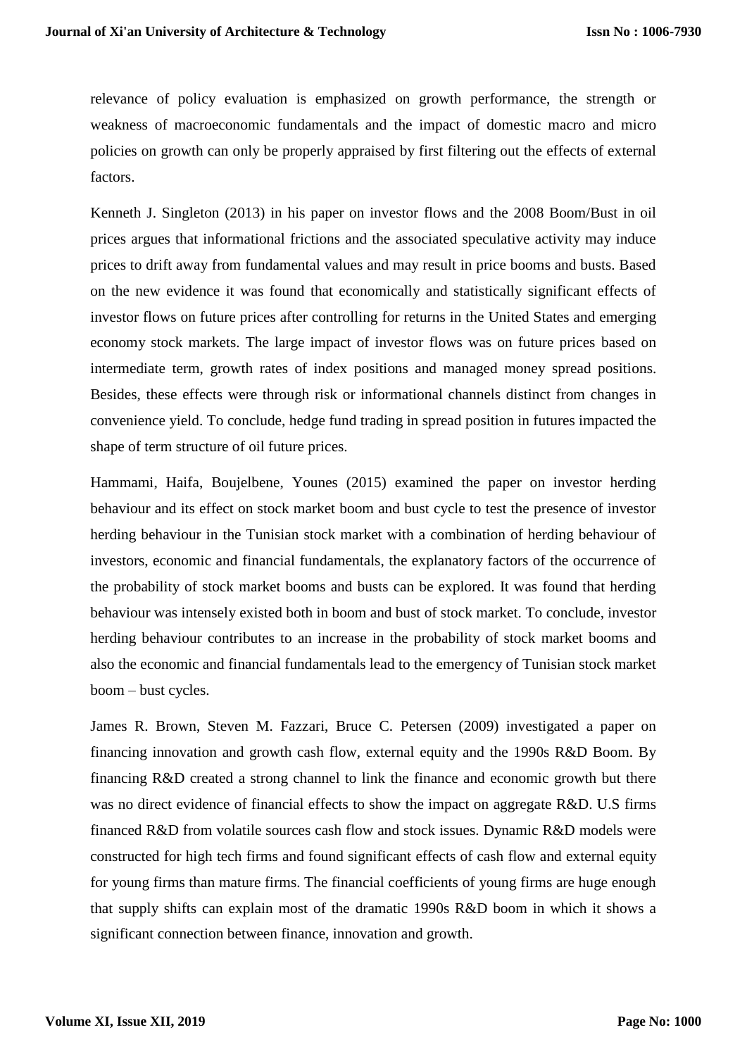relevance of policy evaluation is emphasized on growth performance, the strength or weakness of macroeconomic fundamentals and the impact of domestic macro and micro policies on growth can only be properly appraised by first filtering out the effects of external factors.

Kenneth J. Singleton (2013) in his paper on investor flows and the 2008 Boom/Bust in oil prices argues that informational frictions and the associated speculative activity may induce prices to drift away from fundamental values and may result in price booms and busts. Based on the new evidence it was found that economically and statistically significant effects of investor flows on future prices after controlling for returns in the United States and emerging economy stock markets. The large impact of investor flows was on future prices based on intermediate term, growth rates of index positions and managed money spread positions. Besides, these effects were through risk or informational channels distinct from changes in convenience yield. To conclude, hedge fund trading in spread position in futures impacted the shape of term structure of oil future prices.

Hammami, Haifa, Boujelbene, Younes (2015) examined the paper on investor herding behaviour and its effect on stock market boom and bust cycle to test the presence of investor herding behaviour in the Tunisian stock market with a combination of herding behaviour of investors, economic and financial fundamentals, the explanatory factors of the occurrence of the probability of stock market booms and busts can be explored. It was found that herding behaviour was intensely existed both in boom and bust of stock market. To conclude, investor herding behaviour contributes to an increase in the probability of stock market booms and also the economic and financial fundamentals lead to the emergency of Tunisian stock market boom – bust cycles.

James R. Brown, Steven M. Fazzari, Bruce C. Petersen (2009) investigated a paper on financing innovation and growth cash flow, external equity and the 1990s R&D Boom. By financing R&D created a strong channel to link the finance and economic growth but there was no direct evidence of financial effects to show the impact on aggregate R&D. U.S firms financed R&D from volatile sources cash flow and stock issues. Dynamic R&D models were constructed for high tech firms and found significant effects of cash flow and external equity for young firms than mature firms. The financial coefficients of young firms are huge enough that supply shifts can explain most of the dramatic 1990s R&D boom in which it shows a significant connection between finance, innovation and growth.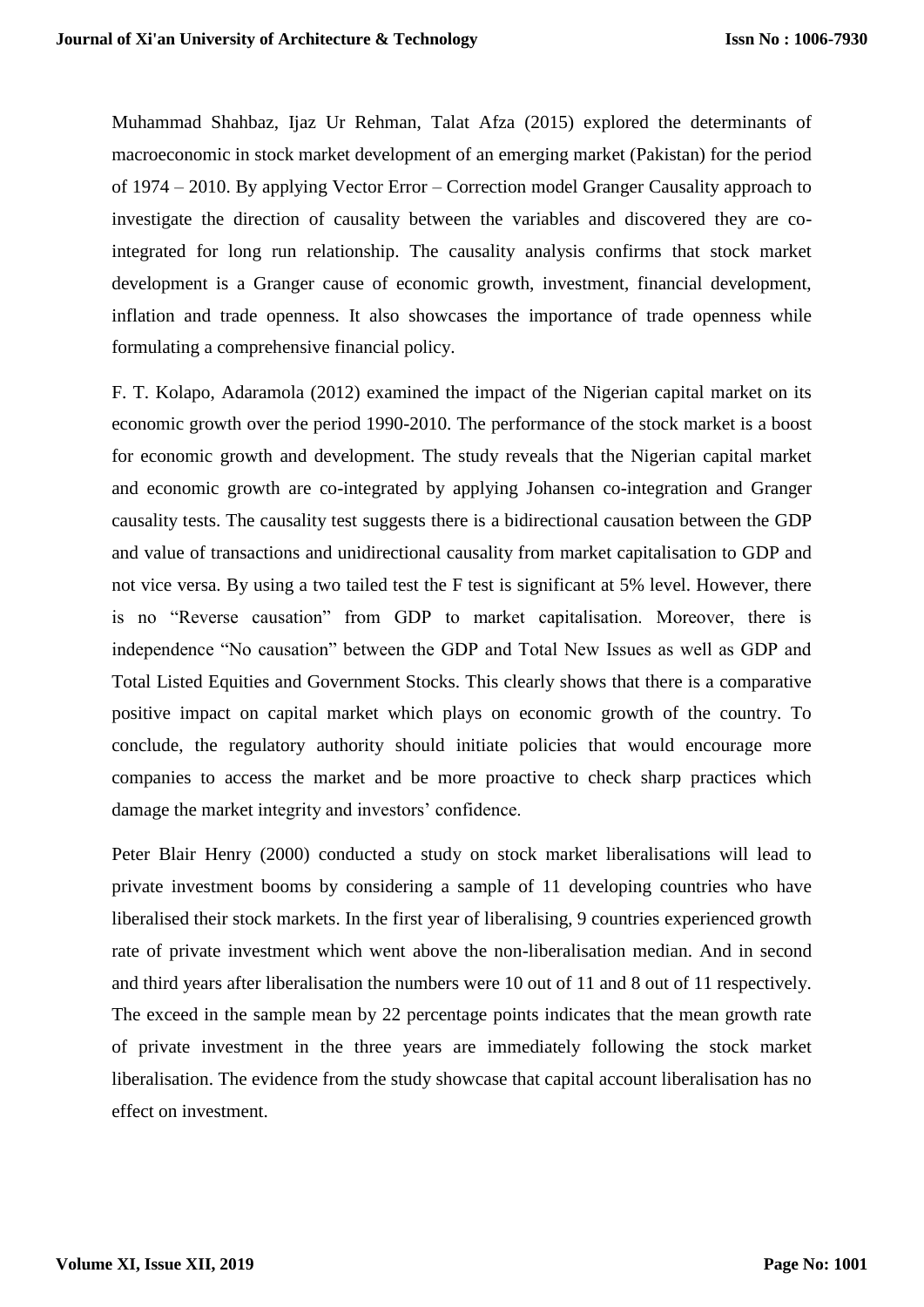Muhammad Shahbaz, Ijaz Ur Rehman, Talat Afza (2015) explored the determinants of macroeconomic in stock market development of an emerging market (Pakistan) for the period of 1974 – 2010. By applying Vector Error – Correction model Granger Causality approach to investigate the direction of causality between the variables and discovered they are co-integrated for long run relationship. The causality analysis confirms that stock market development is a Granger cause of economic growth, investment, financial development, inflation and trade openness. It also showcases the importance of trade openness while formulating a comprehensive financial policy.

F. T. Kolapo, Adaramola (2012) examined the impact of the Nigerian capital market on its economic growth over the period 1990-2010. The performance of the stock market is a boost for economic growth and development. The study reveals that the Nigerian capital market and economic growth are co-integrated by applying Johansen co-integration and Granger causality tests. The causality test suggests there is a bidirectional causation between the GDP and value of transactions and unidirectional causality from market capitalisation to GDP and not vice versa. By using a two tailed test the F test is significant at 5% level. However, there is no "Reverse causation" from GDP to market capitalisation. Moreover, there is independence "No causation" between the GDP and Total New Issues as well as GDP and Total Listed Equities and Government Stocks. This clearly shows that there is a comparative positive impact on capital market which plays on economic growth of the country. To conclude, the regulatory authority should initiate policies that would encourage more companies to access the market and be more proactive to check sharp practices which damage the market integrity and investors' confidence.

Peter Blair Henry (2000) conducted a study on stock market liberalisations will lead to private investment booms by considering a sample of 11 developing countries who have liberalised their stock markets. In the first year of liberalising, 9 countries experienced growth rate of private investment which went above the non-liberalisation median. And in second and third years after liberalisation the numbers were 10 out of 11 and 8 out of 11 respectively. The exceed in the sample mean by 22 percentage points indicates that the mean growth rate of private investment in the three years are immediately following the stock market liberalisation. The evidence from the study showcase that capital account liberalisation has no effect on investment.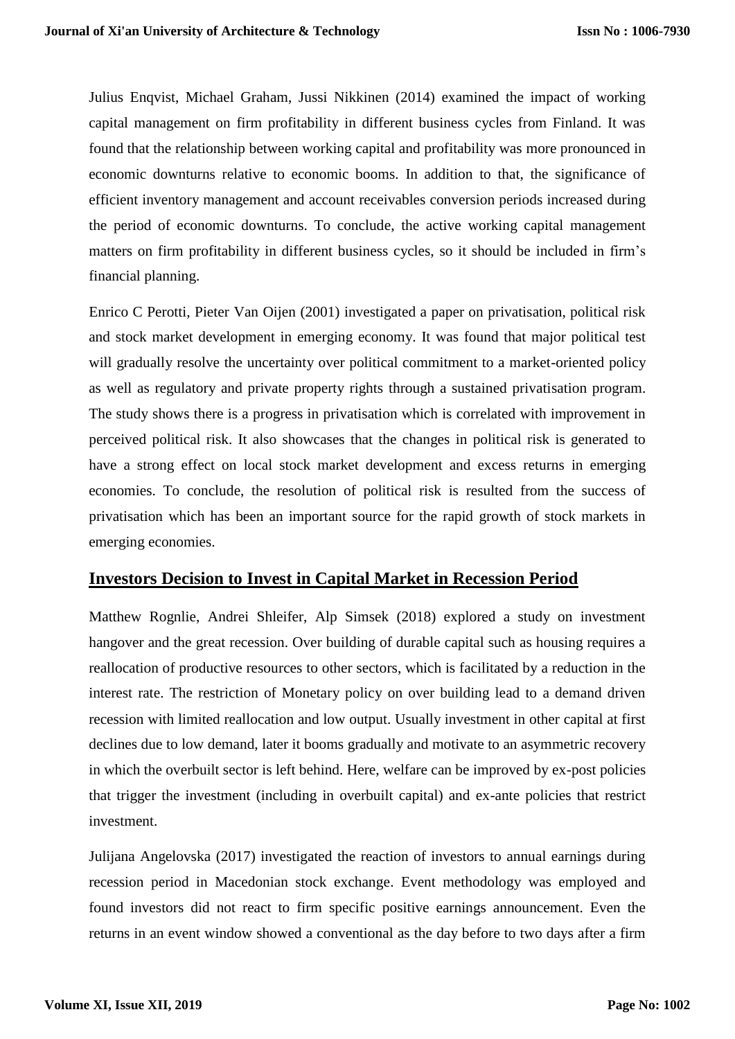Julius Enqvist, Michael Graham, Jussi Nikkinen (2014) examined the impact of working capital management on firm profitability in different business cycles from Finland. It was found that the relationship between working capital and profitability was more pronounced in economic downturns relative to economic booms. In addition to that, the significance of efficient inventory management and account receivables conversion periods increased during the period of economic downturns. To conclude, the active working capital management matters on firm profitability in different business cycles, so it should be included in firm's financial planning.

Enrico C Perotti, Pieter Van Oijen (2001) investigated a paper on privatisation, political risk and stock market development in emerging economy. It was found that major political test will gradually resolve the uncertainty over political commitment to a market-oriented policy as well as regulatory and private property rights through a sustained privatisation program. The study shows there is a progress in privatisation which is correlated with improvement in perceived political risk. It also showcases that the changes in political risk is generated to have a strong effect on local stock market development and excess returns in emerging economies. To conclude, the resolution of political risk is resulted from the success of privatisation which has been an important source for the rapid growth of stock markets in emerging economies.

## Investors Decision to Invest in Capital Market in Recession Period

Matthew Rognlie, Andrei Shleifer, Alp Simsek (2018) explored a study on investment hangover and the great recession. Over building of durable capital such as housing requires a reallocation of productive resources to other sectors, which is facilitated by a reduction in the interest rate. The restriction of Monetary policy on over building lead to a demand driven recession with limited reallocation and low output. Usually investment in other capital at first declines due to low demand, later it booms gradually and motivate to an asymmetric recovery in which the overbuilt sector is left behind. Here, welfare can be improved by ex-post policies that trigger the investment (including in overbuilt capital) and ex-ante policies that restrict investment.

Julijana Angelovska (2017) investigated the reaction of investors to annual earnings during recession period in Macedonian stock exchange. Event methodology was employed and found investors did not react to firm specific positive earnings announcement. Even the returns in an event window showed a conventional as the day before to two days after a firm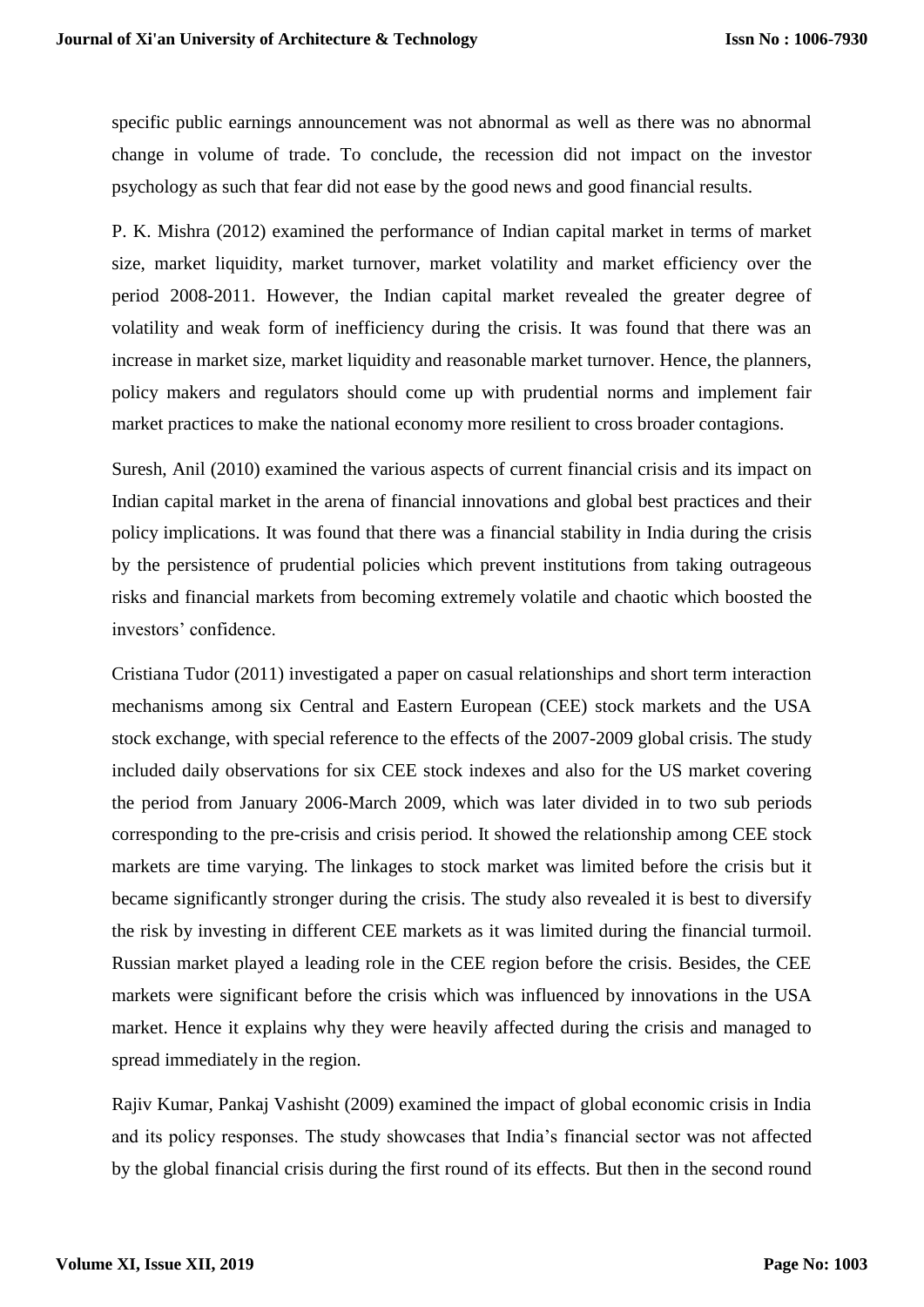specific public earnings announcement was not abnormal as well as there was no abnormal change in volume of trade. To conclude, the recession did not impact on the investor psychology as such that fear did not ease by the good news and good financial results.

P. K. Mishra (2012) examined the performance of Indian capital market in terms of market size, market liquidity, market turnover, market volatility and market efficiency over the period 2008-2011. However, the Indian capital market revealed the greater degree of volatility and weak form of inefficiency during the crisis. It was found that there was an increase in market size, market liquidity and reasonable market turnover. Hence, the planners, policy makers and regulators should come up with prudential norms and implement fair market practices to make the national economy more resilient to cross broader contagions.

Suresh, Anil (2010) examined the various aspects of current financial crisis and its impact on Indian capital market in the arena of financial innovations and global best practices and their policy implications. It was found that there was a financial stability in India during the crisis by the persistence of prudential policies which prevent institutions from taking outrageous risks and financial markets from becoming extremely volatile and chaotic which boosted the investors' confidence.

Cristiana Tudor (2011) investigated a paper on casual relationships and short term interaction mechanisms among six Central and Eastern European (CEE) stock markets and the USA stock exchange, with special reference to the effects of the 2007-2009 global crisis. The study included daily observations for six CEE stock indexes and also for the US market covering the period from January 2006-March 2009, which was later divided in to two sub periods corresponding to the pre-crisis and crisis period. It showed the relationship among CEE stock markets are time varying. The linkages to stock market was limited before the crisis but it became significantly stronger during the crisis. The study also revealed it is best to diversify the risk by investing in different CEE markets as it was limited during the financial turmoil. Russian market played a leading role in the CEE region before the crisis. Besides, the CEE markets were significant before the crisis which was influenced by innovations in the USA market. Hence it explains why they were heavily affected during the crisis and managed to spread immediately in the region.

Rajiv Kumar, Pankaj Vashisht (2009) examined the impact of global economic crisis in India and its policy responses. The study showcases that India's financial sector was not affected by the global financial crisis during the first round of its effects. But then in the second round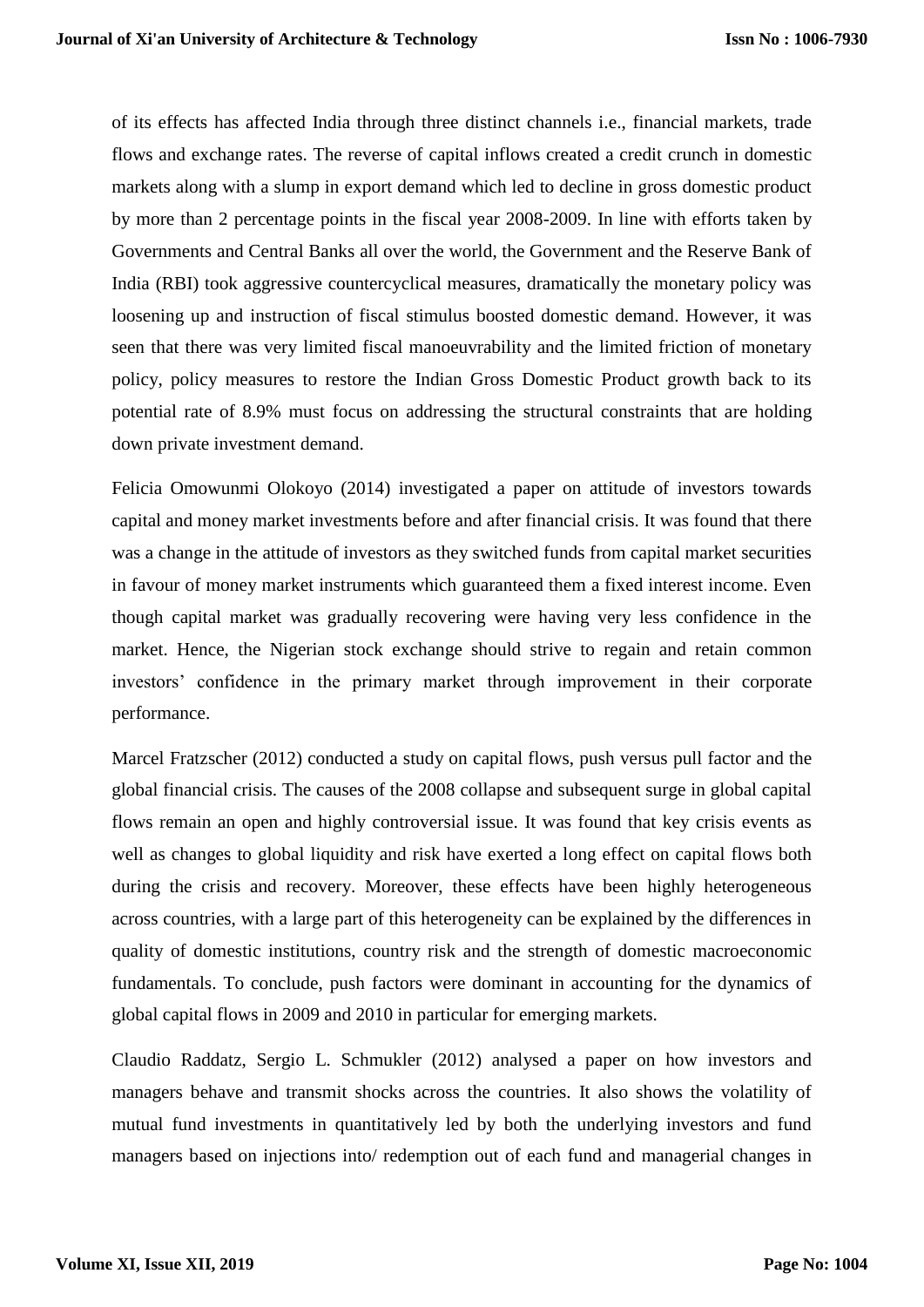of its effects has affected India through three distinct channels i.e., financial markets, trade flows and exchange rates. The reverse of capital inflows created a credit crunch in domestic markets along with a slump in export demand which led to decline in gross domestic product by more than 2 percentage points in the fiscal year 2008-2009. In line with efforts taken by Governments and Central Banks all over the world, the Government and the Reserve Bank of India (RBI) took aggressive countercyclical measures, dramatically the monetary policy was loosening up and instruction of fiscal stimulus boosted domestic demand. However, it was seen that there was very limited fiscal manoeuvrability and the limited friction of monetary policy, policy measures to restore the Indian Gross Domestic Product growth back to its potential rate of 8.9% must focus on addressing the structural constraints that are holding down private investment demand.

Felicia Omowunmi Olokoyo (2014) investigated a paper on attitude of investors towards capital and money market investments before and after financial crisis. It was found that there was a change in the attitude of investors as they switched funds from capital market securities in favour of money market instruments which guaranteed them a fixed interest income. Even though capital market was gradually recovering were having very less confidence in the market. Hence, the Nigerian stock exchange should strive to regain and retain common investors' confidence in the primary market through improvement in their corporate performance.

Marcel Fratzscher (2012) conducted a study on capital flows, push versus pull factor and the global financial crisis. The causes of the 2008 collapse and subsequent surge in global capital flows remain an open and highly controversial issue. It was found that key crisis events as well as changes to global liquidity and risk have exerted a long effect on capital flows both during the crisis and recovery. Moreover, these effects have been highly heterogeneous across countries, with a large part of this heterogeneity can be explained by the differences in quality of domestic institutions, country risk and the strength of domestic macroeconomic fundamentals. To conclude, push factors were dominant in accounting for the dynamics of global capital flows in 2009 and 2010 in particular for emerging markets.

Claudio Raddatz, Sergio L. Schmukler (2012) analysed a paper on how investors and managers behave and transmit shocks across the countries. It also shows the volatility of mutual fund investments in quantitatively led by both the underlying investors and fund managers based on injections into/ redemption out of each fund and managerial changes in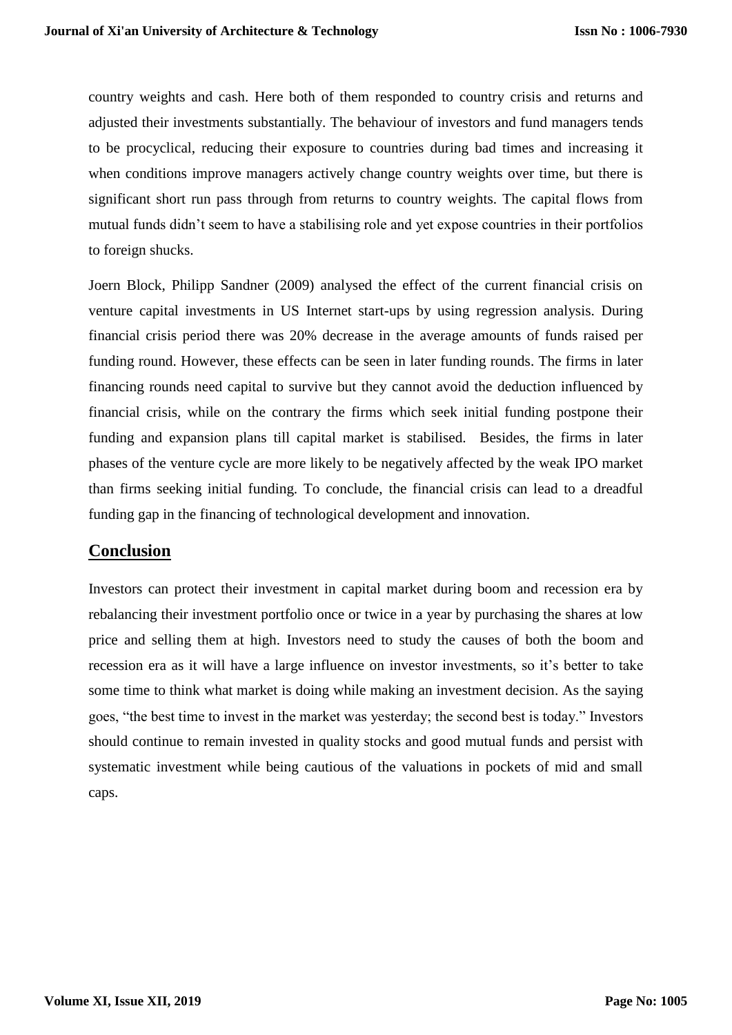country weights and cash. Here both of them responded to country crisis and returns and adjusted their investments substantially. The behaviour of investors and fund managers tends to be procyclical, reducing their exposure to countries during bad times and increasing it when conditions improve managers actively change country weights over time, but there is significant short run pass through from returns to country weights. The capital flows from mutual funds didn't seem to have a stabilising role and yet expose countries in their portfolios to foreign shucks.

Joern Block, Philipp Sandner (2009) analysed the effect of the current financial crisis on venture capital investments in US Internet start-ups by using regression analysis. During financial crisis period there was 20% decrease in the average amounts of funds raised per funding round. However, these effects can be seen in later funding rounds. The firms in later financing rounds need capital to survive but they cannot avoid the deduction influenced by financial crisis, while on the contrary the firms which seek initial funding postpone their funding and expansion plans till capital market is stabilised. Besides, the firms in later phases of the venture cycle are more likely to be negatively affected by the weak IPO market than firms seeking initial funding. To conclude, the financial crisis can lead to a dreadful funding gap in the financing of technological development and innovation.

## Conclusion

Investors can protect their investment in capital market during boom and recession era by rebalancing their investment portfolio once or twice in a year by purchasing the shares at low price and selling them at high. Investors need to study the causes of both the boom and recession era as it will have a large influence on investor investments, so it's better to take some time to think what market is doing while making an investment decision. As the saying goes, "the best time to invest in the market was yesterday; the second best is today." Investors should continue to remain invested in quality stocks and good mutual funds and persist with systematic investment while being cautious of the valuations in pockets of mid and small caps.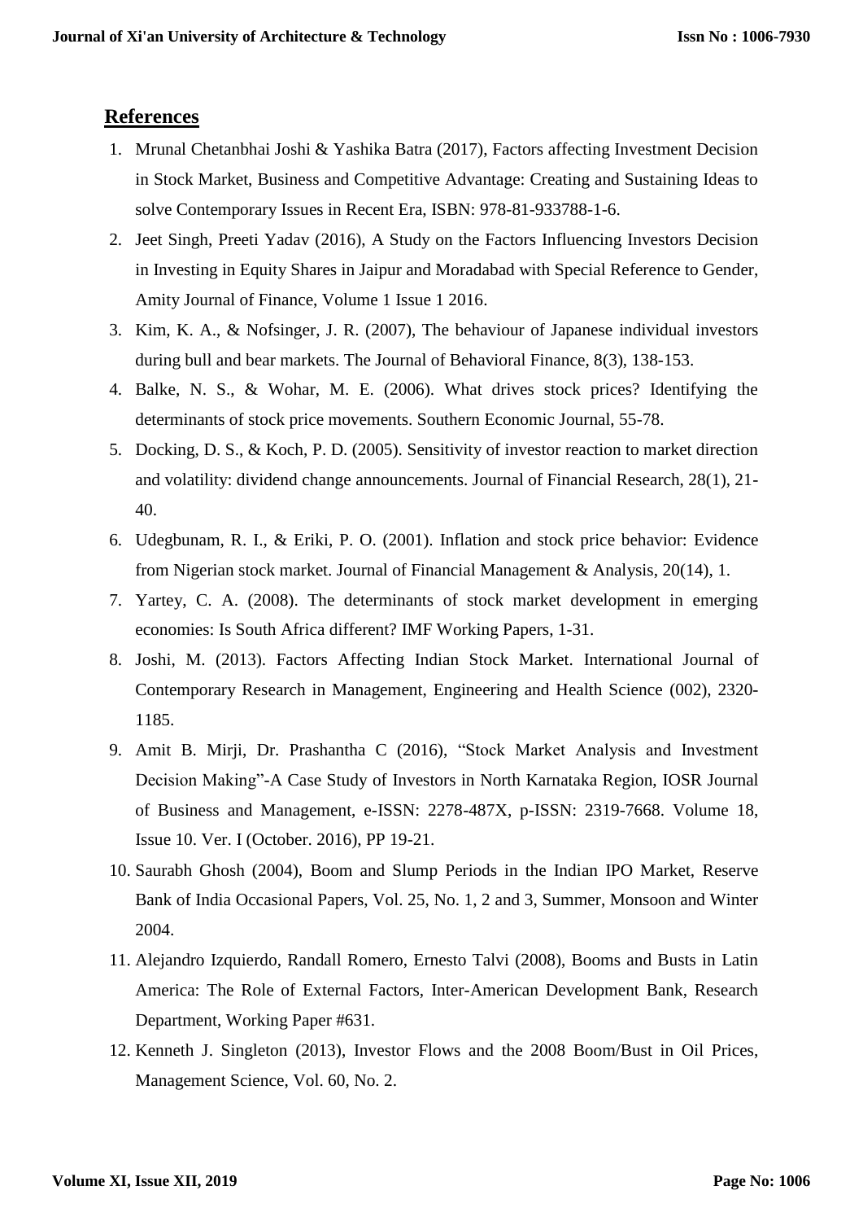## References

1. Mrunal Chetanbhai Joshi & Yashika Batra (2017), Factors affecting Investment Decision in Stock Market, Business and Competitive Advantage: Creating and Sustaining Ideas to solve Contemporary Issues in Recent Era, ISBN: 978-81-933788-1-6.
2. Jeet Singh, Preeti Yadav (2016), A Study on the Factors Influencing Investors Decision in Investing in Equity Shares in Jaipur and Moradabad with Special Reference to Gender, Amity Journal of Finance, Volume 1 Issue 1 2016.
3. Kim, K. A., & Nofsinger, J. R. (2007), The behaviour of Japanese individual investors during bull and bear markets. The Journal of Behavioral Finance, 8(3), 138-153.
4. Balke, N. S., & Wohar, M. E. (2006). What drives stock prices? Identifying the determinants of stock price movements. Southern Economic Journal, 55-78.
5. Docking, D. S., & Koch, P. D. (2005). Sensitivity of investor reaction to market direction and volatility: dividend change announcements. Journal of Financial Research, 28(1), 21-40.
6. Udegbunam, R. I., & Eriki, P. O. (2001). Inflation and stock price behavior: Evidence from Nigerian stock market. Journal of Financial Management & Analysis, 20(14), 1.
7. Yartey, C. A. (2008). The determinants of stock market development in emerging economies: Is South Africa different? IMF Working Papers, 1-31.
8. Joshi, M. (2013). Factors Affecting Indian Stock Market. International Journal of Contemporary Research in Management, Engineering and Health Science (002), 2320-1185.
9. Amit B. Mirji, Dr. Prashantha C (2016), "Stock Market Analysis and Investment Decision Making"-A Case Study of Investors in North Karnataka Region, IOSR Journal of Business and Management, e-ISSN: 2278-487X, p-ISSN: 2319-7668. Volume 18, Issue 10. Ver. I (October. 2016), PP 19-21.
10. Saurabh Ghosh (2004), Boom and Slump Periods in the Indian IPO Market, Reserve Bank of India Occasional Papers, Vol. 25, No. 1, 2 and 3, Summer, Monsoon and Winter 2004.
11. Alejandro Izquierdo, Randall Romero, Ernesto Talvi (2008), Booms and Busts in Latin America: The Role of External Factors, Inter-American Development Bank, Research Department, Working Paper #631.
12. Kenneth J. Singleton (2013), Investor Flows and the 2008 Boom/Bust in Oil Prices, Management Science, Vol. 60, No. 2.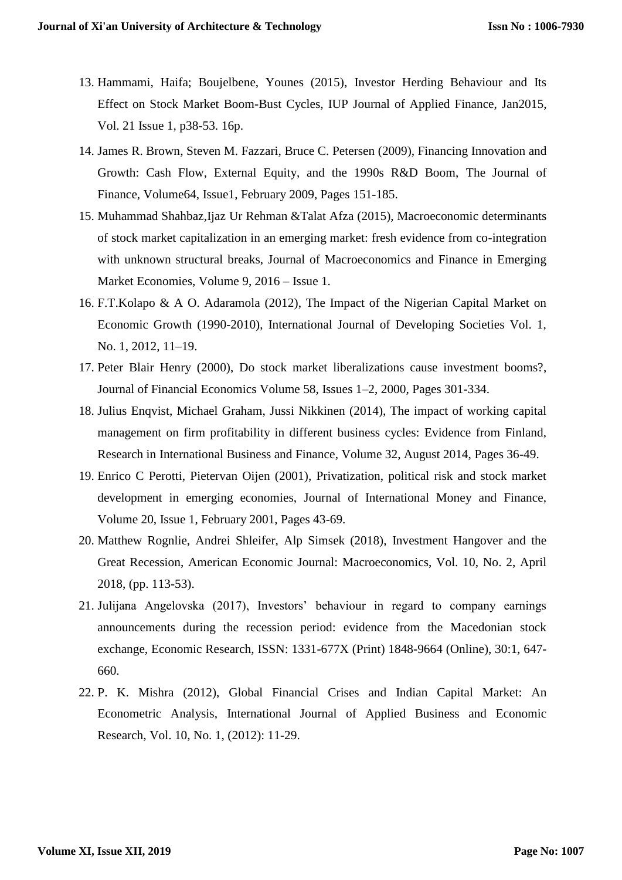13. Hammami, Haifa; Boujelbene, Younes (2015), Investor Herding Behaviour and Its Effect on Stock Market Boom-Bust Cycles, IUP Journal of Applied Finance, Jan2015, Vol. 21 Issue 1, p38-53. 16p.
14. James R. Brown, Steven M. Fazzari, Bruce C. Petersen (2009), Financing Innovation and Growth: Cash Flow, External Equity, and the 1990s R&D Boom, The Journal of Finance, Volume64, Issue1, February 2009, Pages 151-185.
15. Muhammad Shahbaz,Ijaz Ur Rehman &Talat Afza (2015), Macroeconomic determinants of stock market capitalization in an emerging market: fresh evidence from co-integration with unknown structural breaks, Journal of Macroeconomics and Finance in Emerging Market Economies, Volume 9, 2016 – Issue 1.
16. F.T.Kolapo & A O. Adaramola (2012), The Impact of the Nigerian Capital Market on Economic Growth (1990-2010), International Journal of Developing Societies Vol. 1, No. 1, 2012, 11–19.
17. Peter Blair Henry (2000), Do stock market liberalizations cause investment booms?, Journal of Financial Economics Volume 58, Issues 1–2, 2000, Pages 301-334.
18. Julius Enqvist, Michael Graham, Jussi Nikkinen (2014), The impact of working capital management on firm profitability in different business cycles: Evidence from Finland, Research in International Business and Finance, Volume 32, August 2014, Pages 36-49.
19. Enrico C Perotti, Pietervan Oijen (2001), Privatization, political risk and stock market development in emerging economies, Journal of International Money and Finance, Volume 20, Issue 1, February 2001, Pages 43-69.
20. Matthew Rognlie, Andrei Shleifer, Alp Simsek (2018), Investment Hangover and the Great Recession, American Economic Journal: Macroeconomics, Vol. 10, No. 2, April 2018, (pp. 113-53).
21. Julijana Angelovska (2017), Investors' behaviour in regard to company earnings announcements during the recession period: evidence from the Macedonian stock exchange, Economic Research, ISSN: 1331-677X (Print) 1848-9664 (Online), 30:1, 647-660.
22. P. K. Mishra (2012), Global Financial Crises and Indian Capital Market: An Econometric Analysis, International Journal of Applied Business and Economic Research, Vol. 10, No. 1, (2012): 11-29.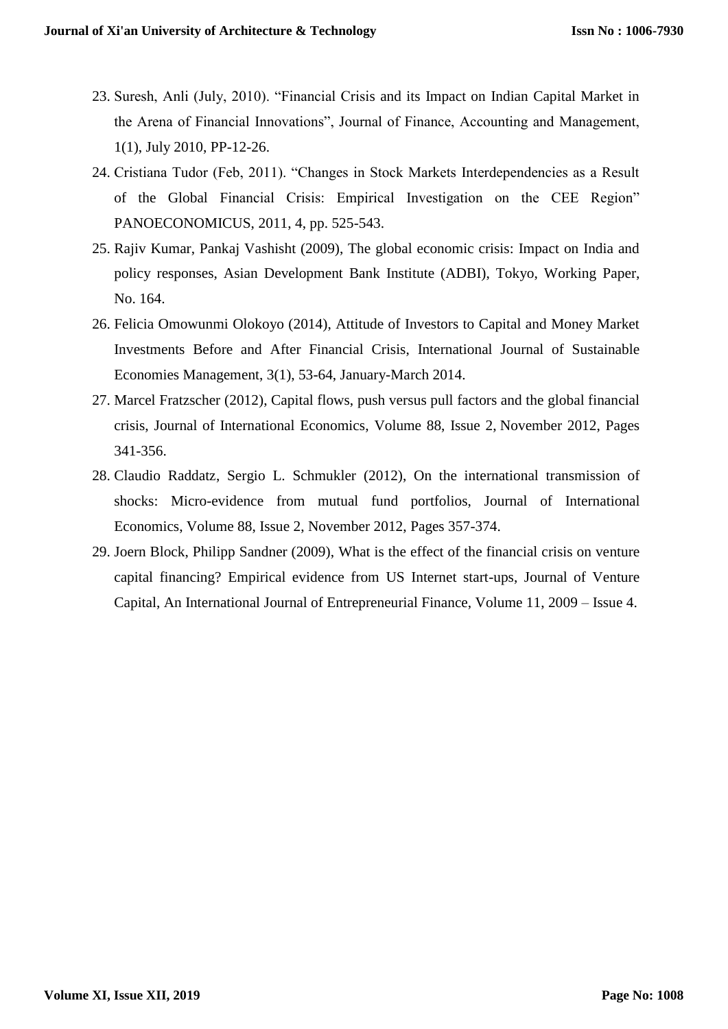23. Suresh, Anli (July, 2010). "Financial Crisis and its Impact on Indian Capital Market in the Arena of Financial Innovations", Journal of Finance, Accounting and Management, 1(1), July 2010, PP-12-26.
24. Cristiana Tudor (Feb, 2011). "Changes in Stock Markets Interdependencies as a Result of the Global Financial Crisis: Empirical Investigation on the CEE Region" PANOECONOMICUS, 2011, 4, pp. 525-543.
25. Rajiv Kumar, Pankaj Vashisht (2009), The global economic crisis: Impact on India and policy responses, Asian Development Bank Institute (ADBI), Tokyo, Working Paper, No. 164.
26. Felicia Omowunmi Olokoyo (2014), Attitude of Investors to Capital and Money Market Investments Before and After Financial Crisis, International Journal of Sustainable Economies Management, 3(1), 53-64, January-March 2014.
27. Marcel Fratzscher (2012), Capital flows, push versus pull factors and the global financial crisis, Journal of International Economics, Volume 88, Issue 2, November 2012, Pages 341-356.
28. Claudio Raddatz, Sergio L. Schmukler (2012), On the international transmission of shocks: Micro-evidence from mutual fund portfolios, Journal of International Economics, Volume 88, Issue 2, November 2012, Pages 357-374.
29. Joern Block, Philipp Sandner (2009), What is the effect of the financial crisis on venture capital financing? Empirical evidence from US Internet start-ups, Journal of Venture Capital, An International Journal of Entrepreneurial Finance, Volume 11, 2009 – Issue 4.